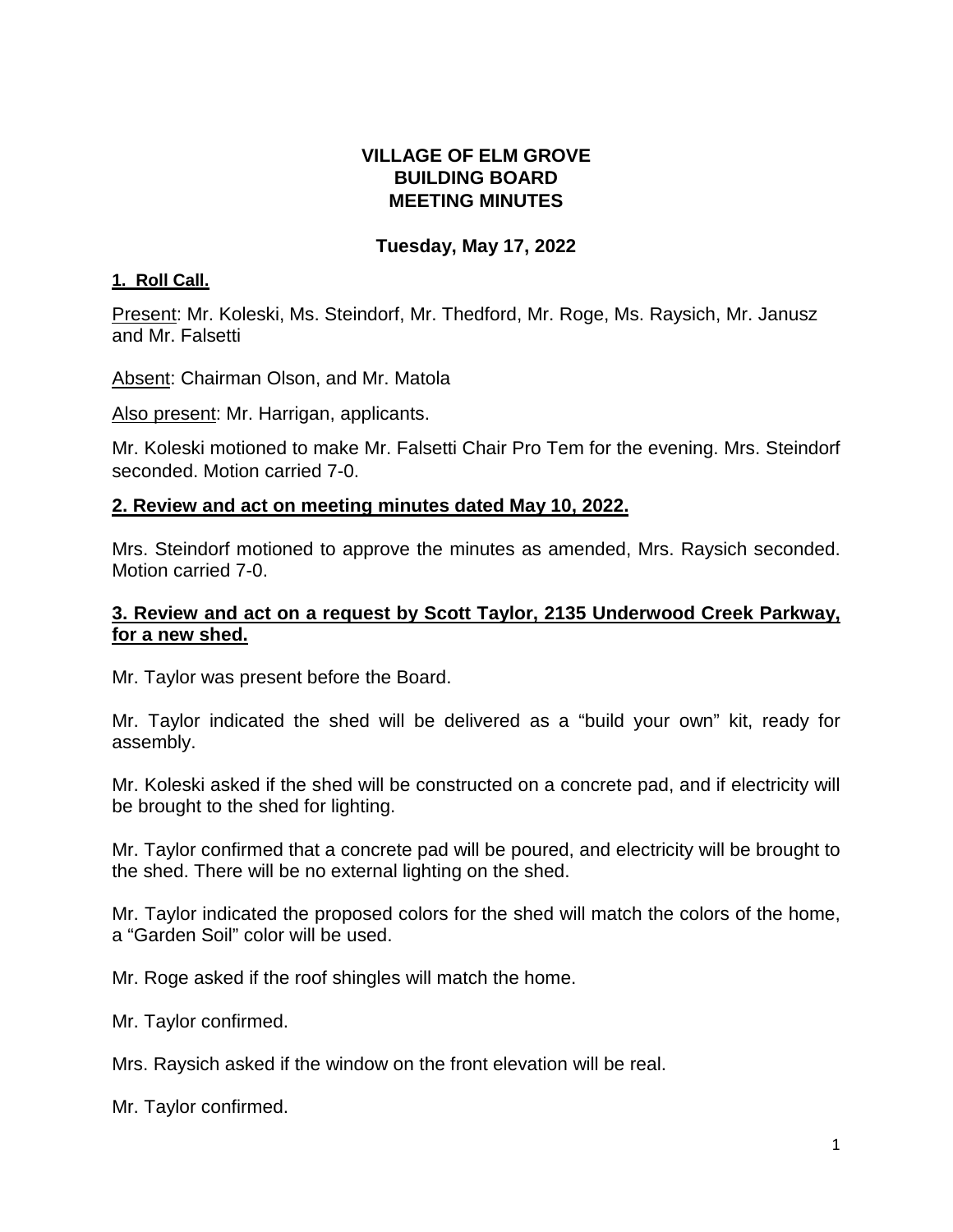# VILLAGE OF ELM GROVE
# BUILDING BOARD
# MEETING MINUTES

**Tuesday, May 17, 2022**

**1. Roll Call.**

Present: Mr. Koleski, Ms. Steindorf, Mr. Thedford, Mr. Roge, Ms. Raysich, Mr. Janusz and Mr. Falsetti

Absent: Chairman Olson, and Mr. Matola

Also present: Mr. Harrigan, applicants.

Mr. Koleski motioned to make Mr. Falsetti Chair Pro Tem for the evening. Mrs. Steindorf seconded. Motion carried 7-0.

**2. Review and act on meeting minutes dated May 10, 2022.**

Mrs. Steindorf motioned to approve the minutes as amended, Mrs. Raysich seconded. Motion carried 7-0.

**3. Review and act on a request by Scott Taylor, 2135 Underwood Creek Parkway, for a new shed.**

Mr. Taylor was present before the Board.

Mr. Taylor indicated the shed will be delivered as a "build your own" kit, ready for assembly.

Mr. Koleski asked if the shed will be constructed on a concrete pad, and if electricity will be brought to the shed for lighting.

Mr. Taylor confirmed that a concrete pad will be poured, and electricity will be brought to the shed. There will be no external lighting on the shed.

Mr. Taylor indicated the proposed colors for the shed will match the colors of the home, a "Garden Soil" color will be used.

Mr. Roge asked if the roof shingles will match the home.

Mr. Taylor confirmed.

Mrs. Raysich asked if the window on the front elevation will be real.

Mr. Taylor confirmed.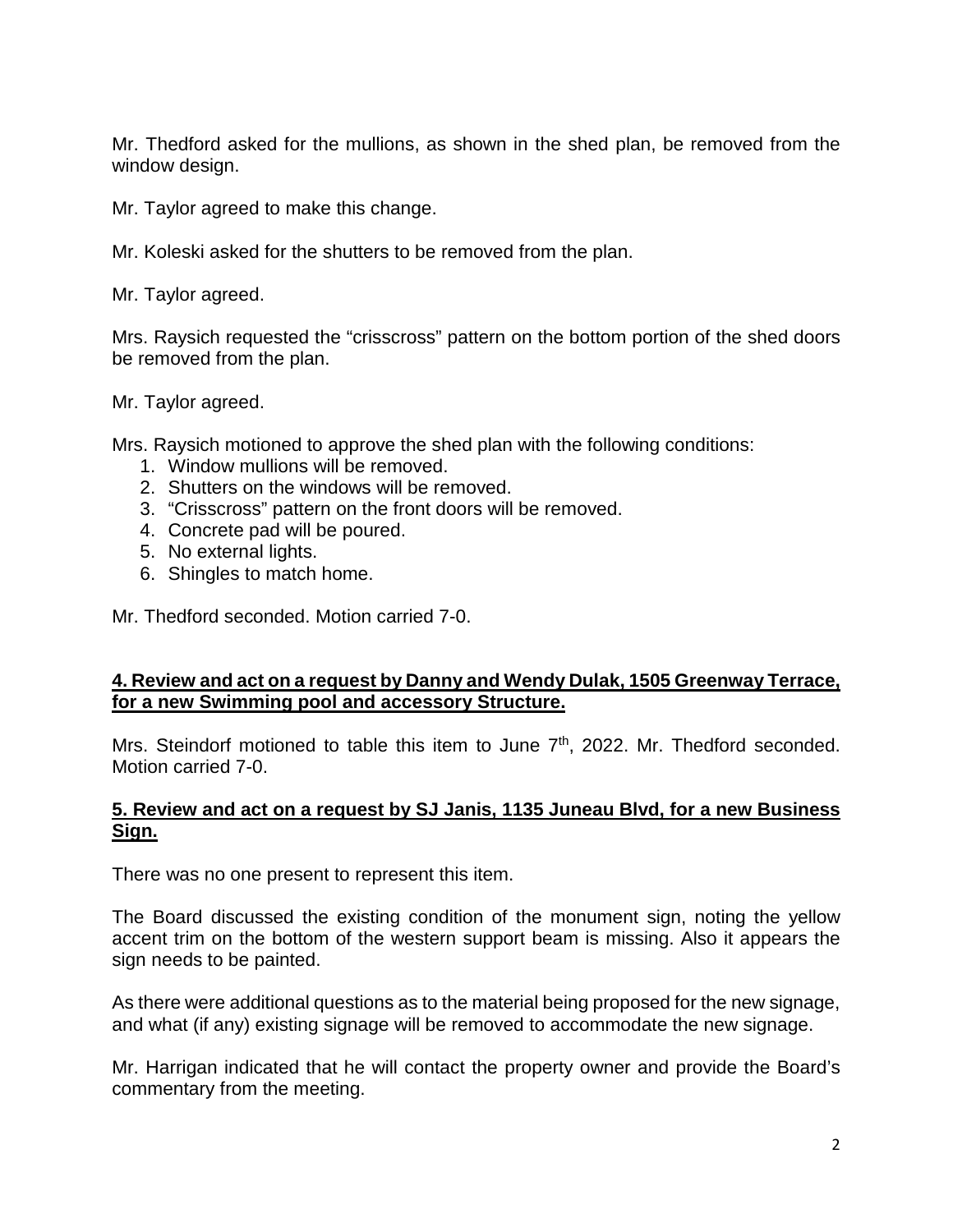Mr. Thedford asked for the mullions, as shown in the shed plan, be removed from the window design.

Mr. Taylor agreed to make this change.

Mr. Koleski asked for the shutters to be removed from the plan.

Mr. Taylor agreed.

Mrs. Raysich requested the "crisscross" pattern on the bottom portion of the shed doors be removed from the plan.

Mr. Taylor agreed.

Mrs. Raysich motioned to approve the shed plan with the following conditions:

1. Window mullions will be removed.
2. Shutters on the windows will be removed.
3. "Crisscross" pattern on the front doors will be removed.
4. Concrete pad will be poured.
5. No external lights.
6. Shingles to match home.

Mr. Thedford seconded. Motion carried 7-0.

**4. Review and act on a request by Danny and Wendy Dulak, 1505 Greenway Terrace, for a new Swimming pool and accessory Structure.**

Mrs. Steindorf motioned to table this item to June 7th, 2022. Mr. Thedford seconded. Motion carried 7-0.

**5. Review and act on a request by SJ Janis, 1135 Juneau Blvd, for a new Business Sign.**

There was no one present to represent this item.

The Board discussed the existing condition of the monument sign, noting the yellow accent trim on the bottom of the western support beam is missing. Also it appears the sign needs to be painted.

As there were additional questions as to the material being proposed for the new signage, and what (if any) existing signage will be removed to accommodate the new signage.

Mr. Harrigan indicated that he will contact the property owner and provide the Board's commentary from the meeting.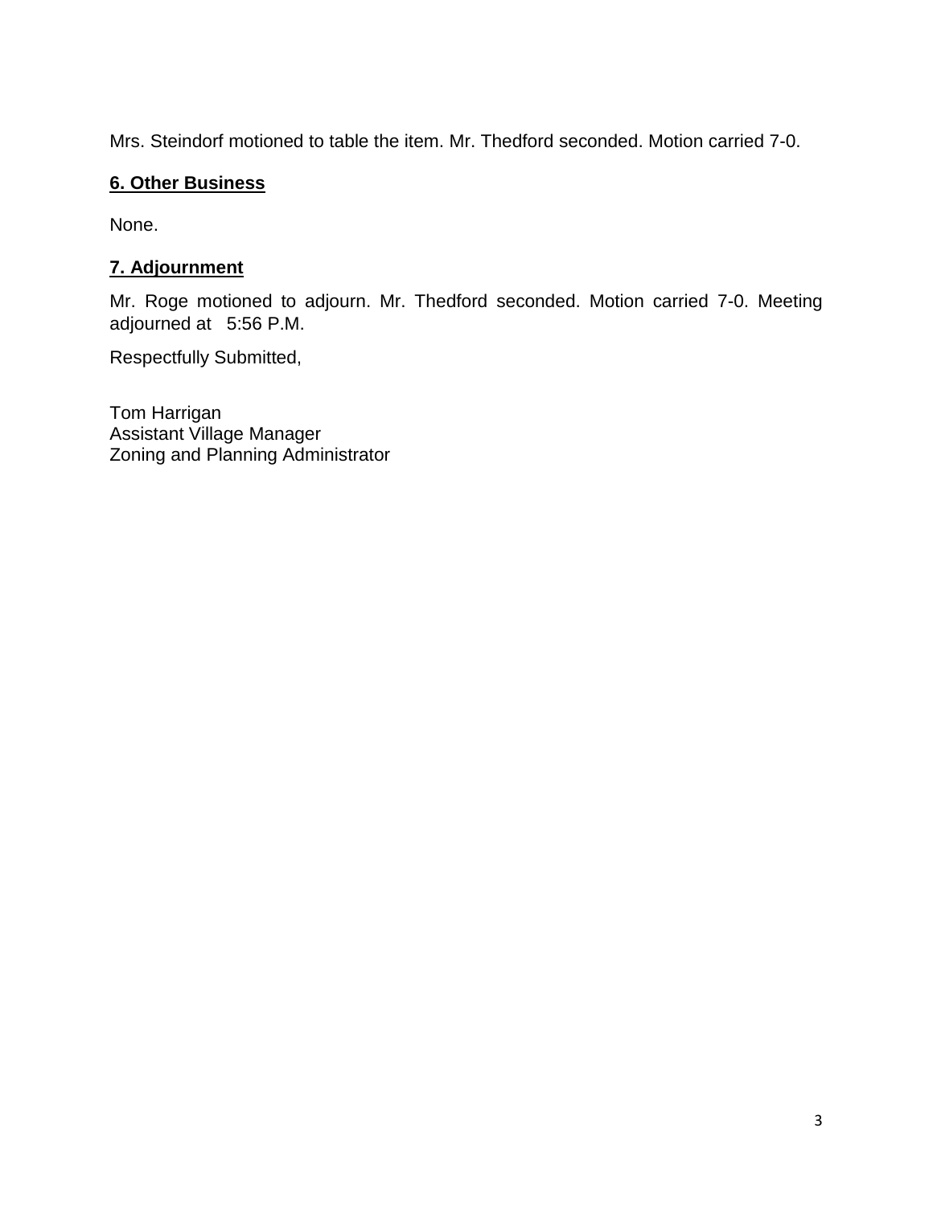Mrs. Steindorf motioned to table the item. Mr. Thedford seconded. Motion carried 7-0.

## 6. Other Business

None.

## 7. Adjournment

Mr. Roge motioned to adjourn. Mr. Thedford seconded. Motion carried 7-0. Meeting adjourned at 5:56 P.M.

Respectfully Submitted,

Tom Harrigan
Assistant Village Manager
Zoning and Planning Administrator